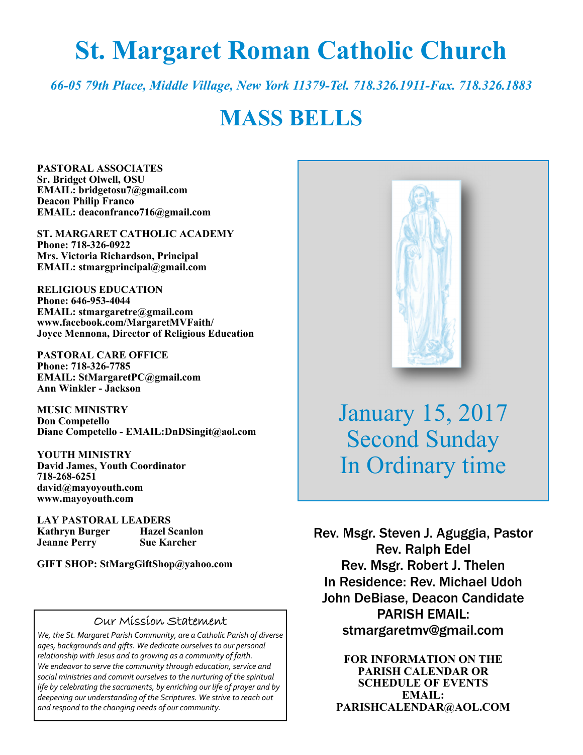# St. Margaret Roman Catholic Church

*66-05 79th Place, Middle Village, New York 11379-Tel. 718.326.1911-Fax. 718.326.1883*

## MASS BELLS

**PASTORAL ASSOCIATES**
**Sr. Bridget Olwell, OSU**
**EMAIL: bridgetosu7@gmail.com**
**Deacon Philip Franco**
**EMAIL: deaconfranco716@gmail.com**

**ST. MARGARET CATHOLIC ACADEMY**
**Phone: 718-326-0922**
**Mrs. Victoria Richardson, Principal**
**EMAIL: stmargprincipal@gmail.com**

**RELIGIOUS EDUCATION**
**Phone: 646-953-4044**
**EMAIL: stmargaretre@gmail.com**
**www.facebook.com/MargaretMVFaith/**
**Joyce Mennona, Director of Religious Education**

**PASTORAL CARE OFFICE**
**Phone: 718-326-7785**
**EMAIL: StMargaretPC@gmail.com**
**Ann Winkler - Jackson**

**MUSIC MINISTRY**
**Don Competello**
**Diane Competello - EMAIL:DnDSingit@aol.com**

**YOUTH MINISTRY**
**David James, Youth Coordinator**
**718-268-6251**
**david@mayoyouth.com**
**www.mayoyouth.com**

**LAY PASTORAL LEADERS**

| | |
|---|---|
| **Kathryn Burger** | **Hazel Scanlon** |
| **Jeanne Perry** | **Sue Karcher** |

**GIFT SHOP: StMargGiftShop@yahoo.com**

### Our Mission Statement

*We, the St. Margaret Parish Community, are a Catholic Parish of diverse ages, backgrounds and gifts. We dedicate ourselves to our personal relationship with Jesus and to growing as a community of faith. We endeavor to serve the community through education, service and social ministries and commit ourselves to the nurturing of the spiritual life by celebrating the sacraments, by enriching our life of prayer and by deepening our understanding of the Scriptures. We strive to reach out and respond to the changing needs of our community.*

January 15, 2017
Second Sunday
In Ordinary time

Rev. Msgr. Steven J. Aguggia, Pastor
Rev. Ralph Edel
Rev. Msgr. Robert J. Thelen
In Residence: Rev. Michael Udoh
John DeBiase, Deacon Candidate
PARISH EMAIL:
stmargaretmv@gmail.com

**FOR INFORMATION ON THE PARISH CALENDAR OR SCHEDULE OF EVENTS EMAIL: PARISHCALENDAR@AOL.COM**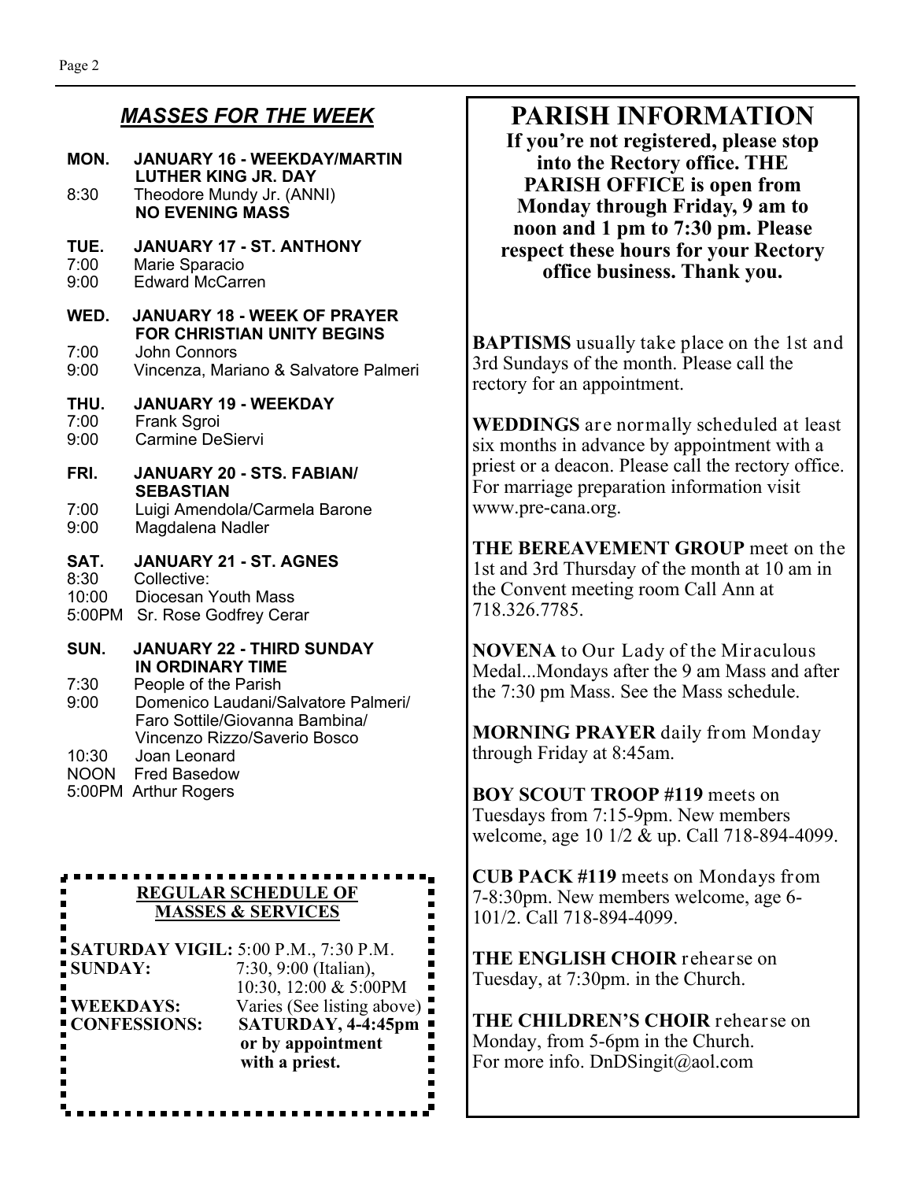## *MASSES FOR THE WEEK*

**MON. JANUARY 16 - WEEKDAY/MARTIN LUTHER KING JR. DAY**
8:30 Theodore Mundy Jr. (ANNI)
**NO EVENING MASS**

**TUE. JANUARY 17 - ST. ANTHONY**
7:00 Marie Sparacio
9:00 Edward McCarren

**WED. JANUARY 18 - WEEK OF PRAYER FOR CHRISTIAN UNITY BEGINS**
7:00 John Connors
9:00 Vincenza, Mariano & Salvatore Palmeri

**THU. JANUARY 19 - WEEKDAY**
7:00 Frank Sgroi
9:00 Carmine DeSiervi

**FRI. JANUARY 20 - STS. FABIAN/ SEBASTIAN**
7:00 Luigi Amendola/Carmela Barone
9:00 Magdalena Nadler

**SAT. JANUARY 21 - ST. AGNES**
8:30 Collective:
10:00 Diocesan Youth Mass
5:00PM Sr. Rose Godfrey Cerar

**SUN. JANUARY 22 - THIRD SUNDAY IN ORDINARY TIME**
7:30 People of the Parish
9:00 Domenico Laudani/Salvatore Palmeri/ Faro Sottile/Giovanna Bambina/ Vincenzo Rizzo/Saverio Bosco
10:30 Joan Leonard
NOON Fred Basedow
5:00PM Arthur Rogers

**REGULAR SCHEDULE OF MASSES & SERVICES**

**SATURDAY VIGIL:** 5:00 P.M., 7:30 P.M.
**SUNDAY:** 7:30, 9:00 (Italian), 10:30, 12:00 & 5:00PM
**WEEKDAYS:** Varies (See listing above)
**CONFESSIONS:** **SATURDAY, 4-4:45pm or by appointment with a priest.**

# PARISH INFORMATION

**If you're not registered, please stop into the Rectory office. THE PARISH OFFICE is open from Monday through Friday, 9 am to noon and 1 pm to 7:30 pm. Please respect these hours for your Rectory office business. Thank you.**

**BAPTISMS** usually take place on the 1st and 3rd Sundays of the month. Please call the rectory for an appointment.

**WEDDINGS** are normally scheduled at least six months in advance by appointment with a priest or a deacon. Please call the rectory office. For marriage preparation information visit www.pre-cana.org.

**THE BEREAVEMENT GROUP** meet on the 1st and 3rd Thursday of the month at 10 am in the Convent meeting room Call Ann at 718.326.7785.

**NOVENA** to Our Lady of the Miraculous Medal...Mondays after the 9 am Mass and after the 7:30 pm Mass. See the Mass schedule.

**MORNING PRAYER** daily from Monday through Friday at 8:45am.

**BOY SCOUT TROOP #119** meets on Tuesdays from 7:15-9pm. New members welcome, age 10 1/2 & up. Call 718-894-4099.

**CUB PACK #119** meets on Mondays from 7-8:30pm. New members welcome, age 6-101/2. Call 718-894-4099.

**THE ENGLISH CHOIR** rehearse on Tuesday, at 7:30pm. in the Church.

**THE CHILDREN'S CHOIR** rehearse on Monday, from 5-6pm in the Church. For more info. DnDSingit@aol.com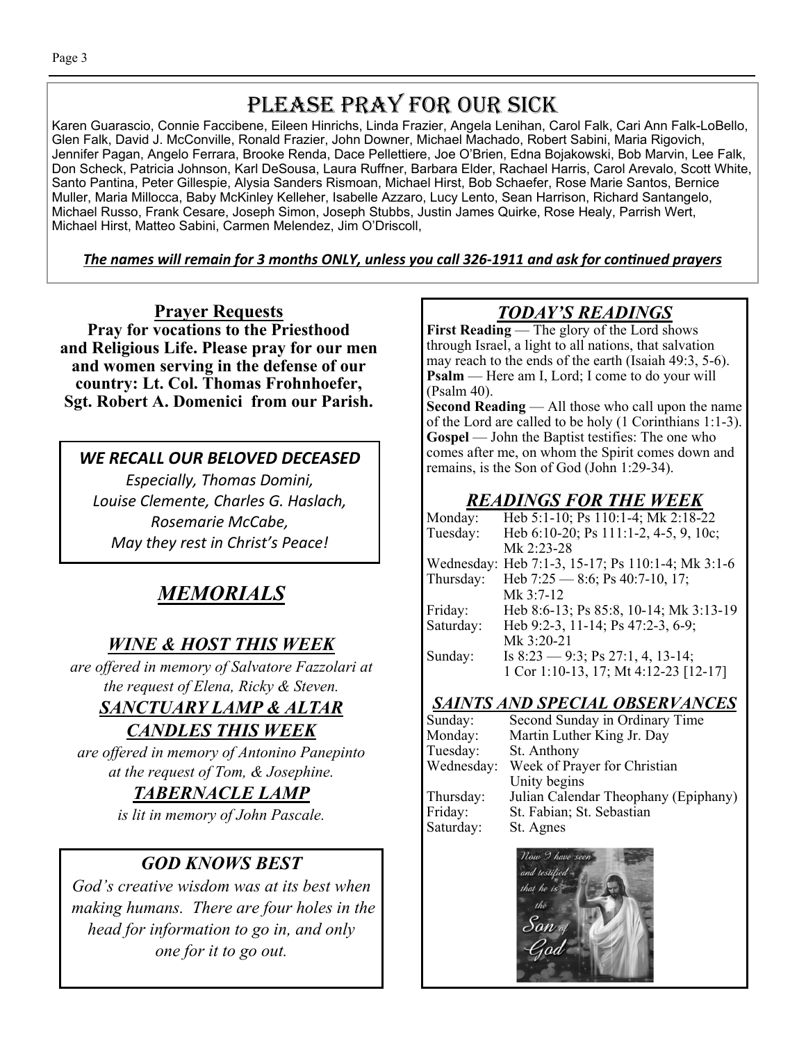# Please Pray For Our Sick

Karen Guarascio, Connie Faccibene, Eileen Hinrichs, Linda Frazier, Angela Lenihan, Carol Falk, Cari Ann Falk-LoBello, Glen Falk, David J. McConville, Ronald Frazier, John Downer, Michael Machado, Robert Sabini, Maria Rigovich, Jennifer Pagan, Angelo Ferrara, Brooke Renda, Dace Pellettiere, Joe O'Brien, Edna Bojakowski, Bob Marvin, Lee Falk, Don Scheck, Patricia Johnson, Karl DeSousa, Laura Ruffner, Barbara Elder, Rachael Harris, Carol Arevalo, Scott White, Santo Pantina, Peter Gillespie, Alysia Sanders Rismoan, Michael Hirst, Bob Schaefer, Rose Marie Santos, Bernice Muller, Maria Millocca, Baby McKinley Kelleher, Isabelle Azzaro, Lucy Lento, Sean Harrison, Richard Santangelo, Michael Russo, Frank Cesare, Joseph Simon, Joseph Stubbs, Justin James Quirke, Rose Healy, Parrish Wert, Michael Hirst, Matteo Sabini, Carmen Melendez, Jim O'Driscoll,

***The names will remain for 3 months ONLY, unless you call 326-1911 and ask for continued prayers***

## Prayer Requests

**Pray for vocations to the Priesthood and Religious Life. Please pray for our men and women serving in the defense of our country: Lt. Col. Thomas Frohnhoefer, Sgt. Robert A. Domenici from our Parish.**

### *WE RECALL OUR BELOVED DECEASED*

*Especially, Thomas Domini, Louise Clemente, Charles G. Haslach, Rosemarie McCabe, May they rest in Christ's Peace!*

## *MEMORIALS*

### *WINE & HOST THIS WEEK*

*are offered in memory of Salvatore Fazzolari at the request of Elena, Ricky & Steven.*

### *SANCTUARY LAMP & ALTAR CANDLES THIS WEEK*

*are offered in memory of Antonino Panepinto at the request of Tom, & Josephine.*

### *TABERNACLE LAMP*

*is lit in memory of John Pascale.*

### *GOD KNOWS BEST*

*God's creative wisdom was at its best when making humans. There are four holes in the head for information to go in, and only one for it to go out.*

## *TODAY'S READINGS*

**First Reading** — The glory of the Lord shows through Israel, a light to all nations, that salvation may reach to the ends of the earth (Isaiah 49:3, 5-6).
**Psalm** — Here am I, Lord; I come to do your will (Psalm 40).
**Second Reading** — All those who call upon the name of the Lord are called to be holy (1 Corinthians 1:1-3).
**Gospel** — John the Baptist testifies: The one who comes after me, on whom the Spirit comes down and remains, is the Son of God (John 1:29-34).

## *READINGS FOR THE WEEK*

| | |
|---|---|
| Monday: | Heb 5:1-10; Ps 110:1-4; Mk 2:18-22 |
| Tuesday: | Heb 6:10-20; Ps 111:1-2, 4-5, 9, 10c; Mk 2:23-28 |
| Wednesday: | Heb 7:1-3, 15-17; Ps 110:1-4; Mk 3:1-6 |
| Thursday: | Heb 7:25 — 8:6; Ps 40:7-10, 17; Mk 3:7-12 |
| Friday: | Heb 8:6-13; Ps 85:8, 10-14; Mk 3:13-19 |
| Saturday: | Heb 9:2-3, 11-14; Ps 47:2-3, 6-9; Mk 3:20-21 |
| Sunday: | Is 8:23 — 9:3; Ps 27:1, 4, 13-14; 1 Cor 1:10-13, 17; Mt 4:12-23 [12-17] |

## *SAINTS AND SPECIAL OBSERVANCES*

| | |
|---|---|
| Sunday: | Second Sunday in Ordinary Time |
| Monday: | Martin Luther King Jr. Day |
| Tuesday: | St. Anthony |
| Wednesday: | Week of Prayer for Christian Unity begins |
| Thursday: | Julian Calendar Theophany (Epiphany) |
| Friday: | St. Fabian; St. Sebastian |
| Saturday: | St. Agnes |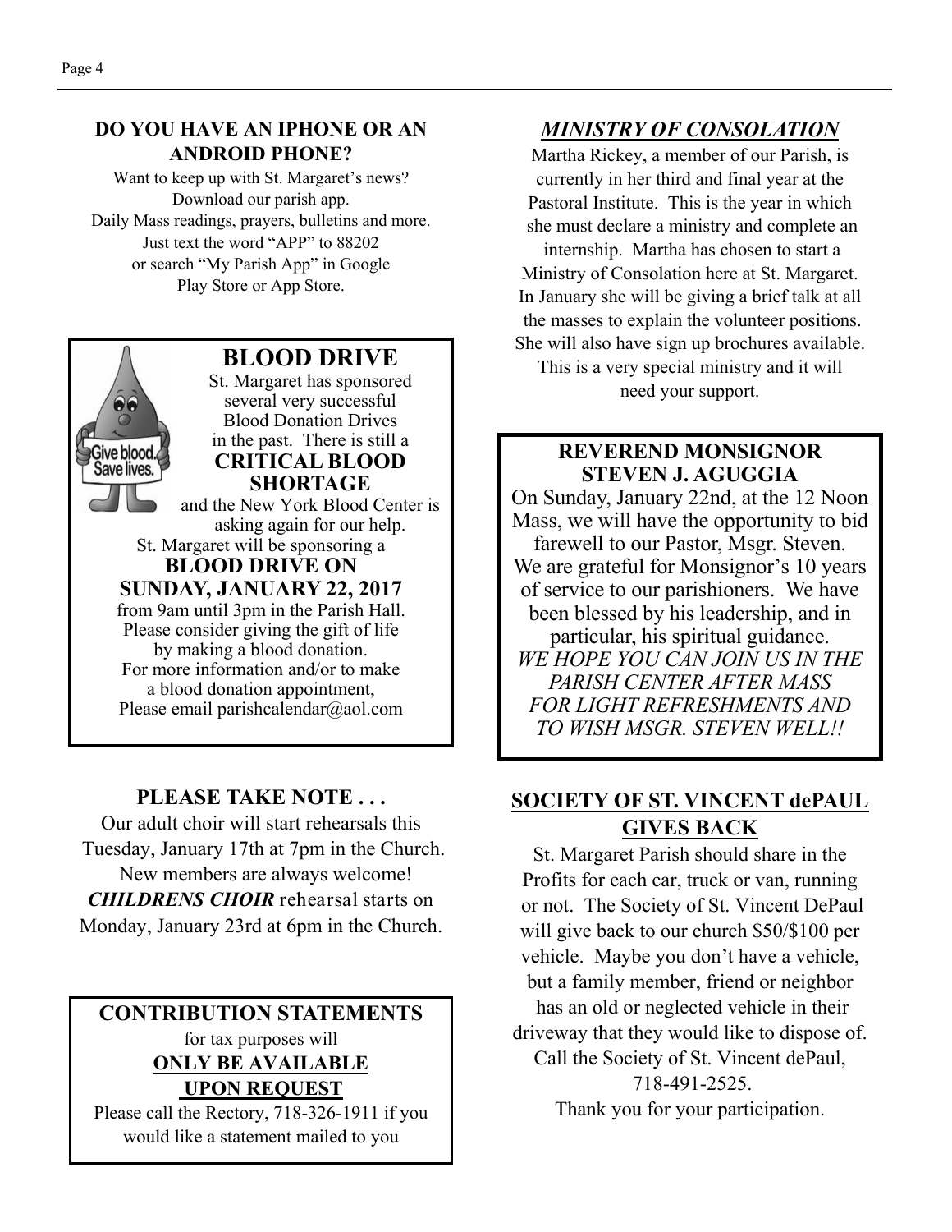## DO YOU HAVE AN IPHONE OR AN ANDROID PHONE?

Want to keep up with St. Margaret's news?
Download our parish app.
Daily Mass readings, prayers, bulletins and more.
Just text the word "APP" to 88202
or search "My Parish App" in Google
Play Store or App Store.

## BLOOD DRIVE

St. Margaret has sponsored several very successful Blood Donation Drives in the past. There is still a

**CRITICAL BLOOD SHORTAGE**

and the New York Blood Center is asking again for our help.

St. Margaret will be sponsoring a

**BLOOD DRIVE ON SUNDAY, JANUARY 22, 2017**

from 9am until 3pm in the Parish Hall.
Please consider giving the gift of life by making a blood donation.
For more information and/or to make a blood donation appointment,
Please email parishcalendar@aol.com

## PLEASE TAKE NOTE . . .

Our adult choir will start rehearsals this Tuesday, January 17th at 7pm in the Church.
New members are always welcome!
***CHILDRENS CHOIR*** rehearsal starts on Monday, January 23rd at 6pm in the Church.

## CONTRIBUTION STATEMENTS

for tax purposes will

**ONLY BE AVAILABLE UPON REQUEST**

Please call the Rectory, 718-326-1911 if you would like a statement mailed to you

## *MINISTRY OF CONSOLATION*

Martha Rickey, a member of our Parish, is currently in her third and final year at the Pastoral Institute. This is the year in which she must declare a ministry and complete an internship. Martha has chosen to start a Ministry of Consolation here at St. Margaret. In January she will be giving a brief talk at all the masses to explain the volunteer positions. She will also have sign up brochures available. This is a very special ministry and it will need your support.

## REVEREND MONSIGNOR STEVEN J. AGUGGIA

On Sunday, January 22nd, at the 12 Noon Mass, we will have the opportunity to bid farewell to our Pastor, Msgr. Steven. We are grateful for Monsignor's 10 years of service to our parishioners. We have been blessed by his leadership, and in particular, his spiritual guidance.

*WE HOPE YOU CAN JOIN US IN THE PARISH CENTER AFTER MASS FOR LIGHT REFRESHMENTS AND TO WISH MSGR. STEVEN WELL!!*

## SOCIETY OF ST. VINCENT dePAUL GIVES BACK

St. Margaret Parish should share in the Profits for each car, truck or van, running or not. The Society of St. Vincent DePaul will give back to our church $50/$100 per vehicle. Maybe you don't have a vehicle, but a family member, friend or neighbor has an old or neglected vehicle in their driveway that they would like to dispose of. Call the Society of St. Vincent dePaul, 718-491-2525.

Thank you for your participation.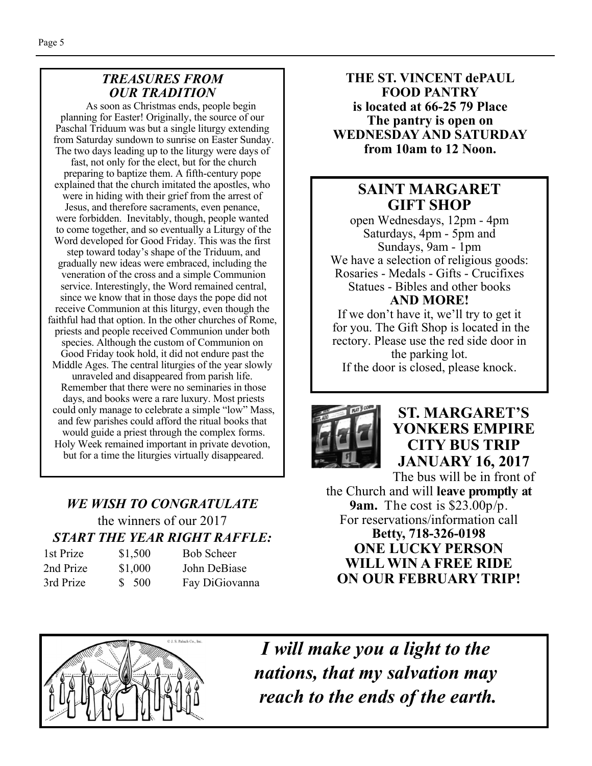## *TREASURES FROM OUR TRADITION*

As soon as Christmas ends, people begin planning for Easter! Originally, the source of our Paschal Triduum was but a single liturgy extending from Saturday sundown to sunrise on Easter Sunday. The two days leading up to the liturgy were days of fast, not only for the elect, but for the church preparing to baptize them. A fifth-century pope explained that the church imitated the apostles, who were in hiding with their grief from the arrest of Jesus, and therefore sacraments, even penance, were forbidden. Inevitably, though, people wanted to come together, and so eventually a Liturgy of the Word developed for Good Friday. This was the first step toward today's shape of the Triduum, and gradually new ideas were embraced, including the veneration of the cross and a simple Communion service. Interestingly, the Word remained central, since we know that in those days the pope did not receive Communion at this liturgy, even though the faithful had that option. In the other churches of Rome, priests and people received Communion under both species. Although the custom of Communion on Good Friday took hold, it did not endure past the Middle Ages. The central liturgies of the year slowly unraveled and disappeared from parish life. Remember that there were no seminaries in those days, and books were a rare luxury. Most priests could only manage to celebrate a simple "low" Mass, and few parishes could afford the ritual books that would guide a priest through the complex forms. Holy Week remained important in private devotion, but for a time the liturgies virtually disappeared.

## *WE WISH TO CONGRATULATE*

the winners of our 2017

## *START THE YEAR RIGHT RAFFLE:*

| | | |
|---|---|---|
| 1st Prize | $1,500 | Bob Scheer |
| 2nd Prize | $1,000 | John DeBiase |
| 3rd Prize | $ 500 | Fay DiGiovanna |

**THE ST. VINCENT dePAUL FOOD PANTRY is located at 66-25 79 Place The pantry is open on WEDNESDAY AND SATURDAY from 10am to 12 Noon.**

## SAINT MARGARET GIFT SHOP

open Wednesdays, 12pm - 4pm
Saturdays, 4pm - 5pm and
Sundays, 9am - 1pm

We have a selection of religious goods:
Rosaries - Medals - Gifts - Crucifixes
Statues - Bibles and other books

**AND MORE!**

If we don't have it, we'll try to get it for you. The Gift Shop is located in the rectory. Please use the red side door in the parking lot.
If the door is closed, please knock.

## ST. MARGARET'S YONKERS EMPIRE CITY BUS TRIP JANUARY 16, 2017

The bus will be in front of the Church and will **leave promptly at 9am.** The cost is $23.00p/p.
For reservations/information call
**Betty, 718-326-0198**

**ONE LUCKY PERSON WILL WIN A FREE RIDE ON OUR FEBRUARY TRIP!**

***I will make you a light to the nations, that my salvation may reach to the ends of the earth.***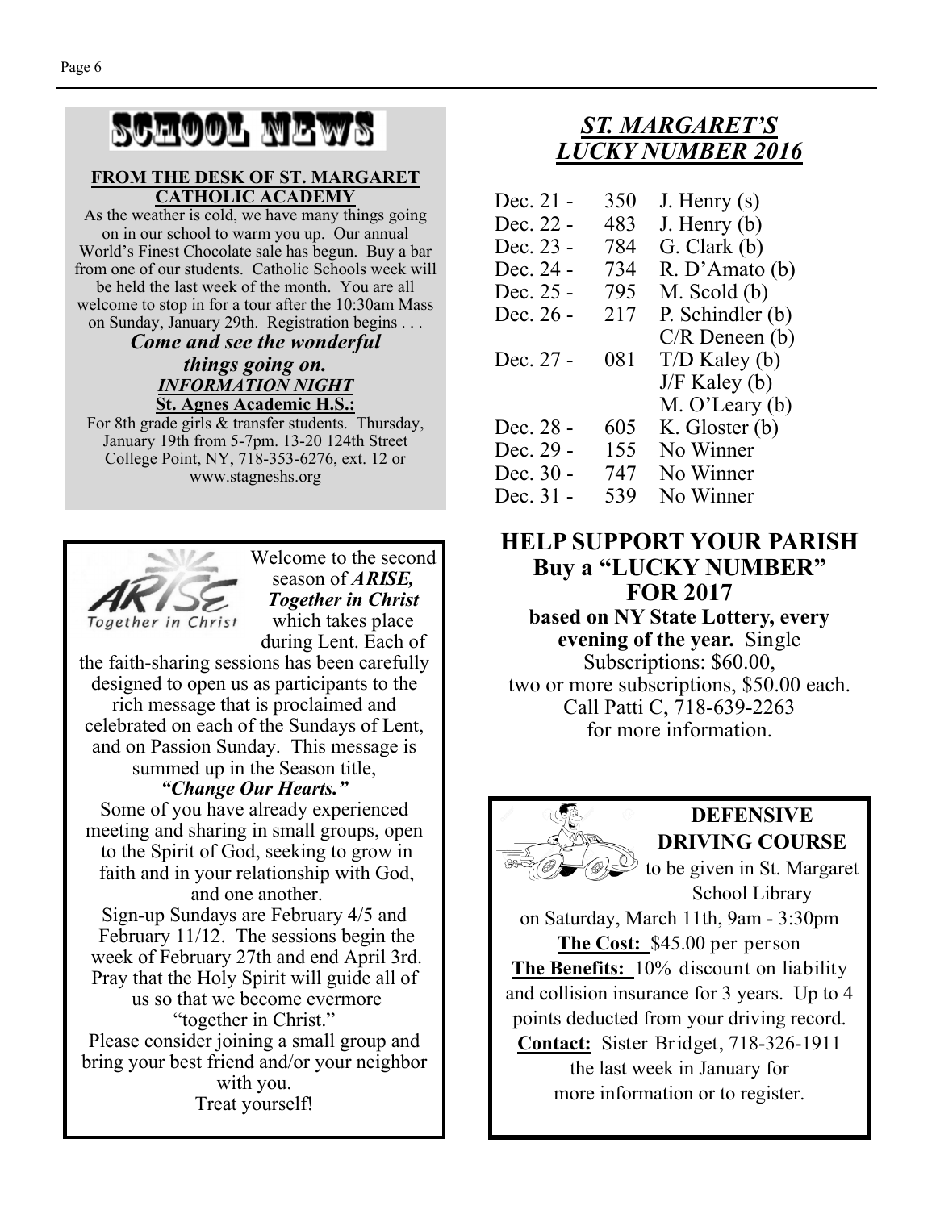# SCHOOL NEWS

**FROM THE DESK OF ST. MARGARET CATHOLIC ACADEMY**

As the weather is cold, we have many things going on in our school to warm you up. Our annual World's Finest Chocolate sale has begun. Buy a bar from one of our students. Catholic Schools week will be held the last week of the month. You are all welcome to stop in for a tour after the 10:30am Mass on Sunday, January 29th. Registration begins . . .

***Come and see the wonderful things going on.***

***INFORMATION NIGHT***

**St. Agnes Academic H.S.:**

For 8th grade girls & transfer students. Thursday, January 19th from 5-7pm. 13-20 124th Street College Point, NY, 718-353-6276, ext. 12 or www.stagneshs.org

---

ARISE Together in Christ

Welcome to the second season of ***ARISE, Together in Christ*** which takes place during Lent. Each of the faith-sharing sessions has been carefully designed to open us as participants to the rich message that is proclaimed and celebrated on each of the Sundays of Lent, and on Passion Sunday. This message is summed up in the Season title,

***"Change Our Hearts."***

Some of you have already experienced meeting and sharing in small groups, open to the Spirit of God, seeking to grow in faith and in your relationship with God, and one another.

Sign-up Sundays are February 4/5 and February 11/12. The sessions begin the week of February 27th and end April 3rd. Pray that the Holy Spirit will guide all of us so that we become evermore "together in Christ."

Please consider joining a small group and bring your best friend and/or your neighbor with you.

Treat yourself!

---

## *ST. MARGARET'S LUCKY NUMBER 2016*

| | | |
|---|---|---|
| Dec. 21 - | 350 | J. Henry (s) |
| Dec. 22 - | 483 | J. Henry (b) |
| Dec. 23 - | 784 | G. Clark (b) |
| Dec. 24 - | 734 | R. D'Amato (b) |
| Dec. 25 - | 795 | M. Scold (b) |
| Dec. 26 - | 217 | P. Schindler (b) |
| | | C/R Deneen (b) |
| Dec. 27 - | 081 | T/D Kaley (b) |
| | | J/F Kaley (b) |
| | | M. O'Leary (b) |
| Dec. 28 - | 605 | K. Gloster (b) |
| Dec. 29 - | 155 | No Winner |
| Dec. 30 - | 747 | No Winner |
| Dec. 31 - | 539 | No Winner |

## HELP SUPPORT YOUR PARISH Buy a "LUCKY NUMBER" FOR 2017

**based on NY State Lottery, every evening of the year.** Single Subscriptions: $60.00, two or more subscriptions, $50.00 each. Call Patti C, 718-639-2263 for more information.

---

**DEFENSIVE DRIVING COURSE**

to be given in St. Margaret School Library on Saturday, March 11th, 9am - 3:30pm

**The Cost:** $45.00 per person

**The Benefits:** 10% discount on liability and collision insurance for 3 years. Up to 4 points deducted from your driving record.

**Contact:** Sister Bridget, 718-326-1911 the last week in January for more information or to register.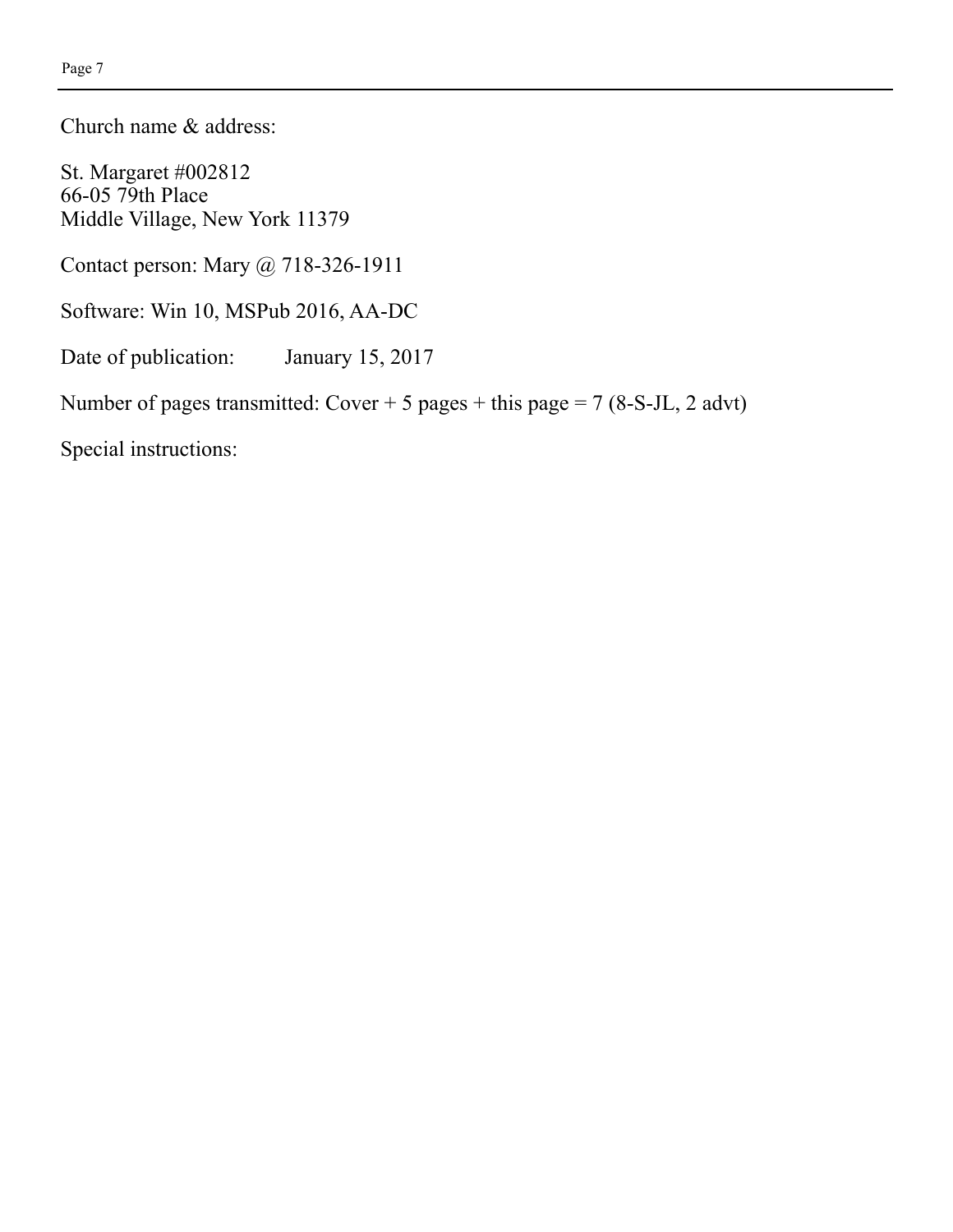Church name & address:

St. Margaret #002812
66-05 79th Place
Middle Village, New York 11379

Contact person: Mary @ 718-326-1911

Software: Win 10, MSPub 2016, AA-DC

Date of publication: January 15, 2017

Number of pages transmitted: Cover + 5 pages + this page = 7 (8-S-JL, 2 advt)

Special instructions: